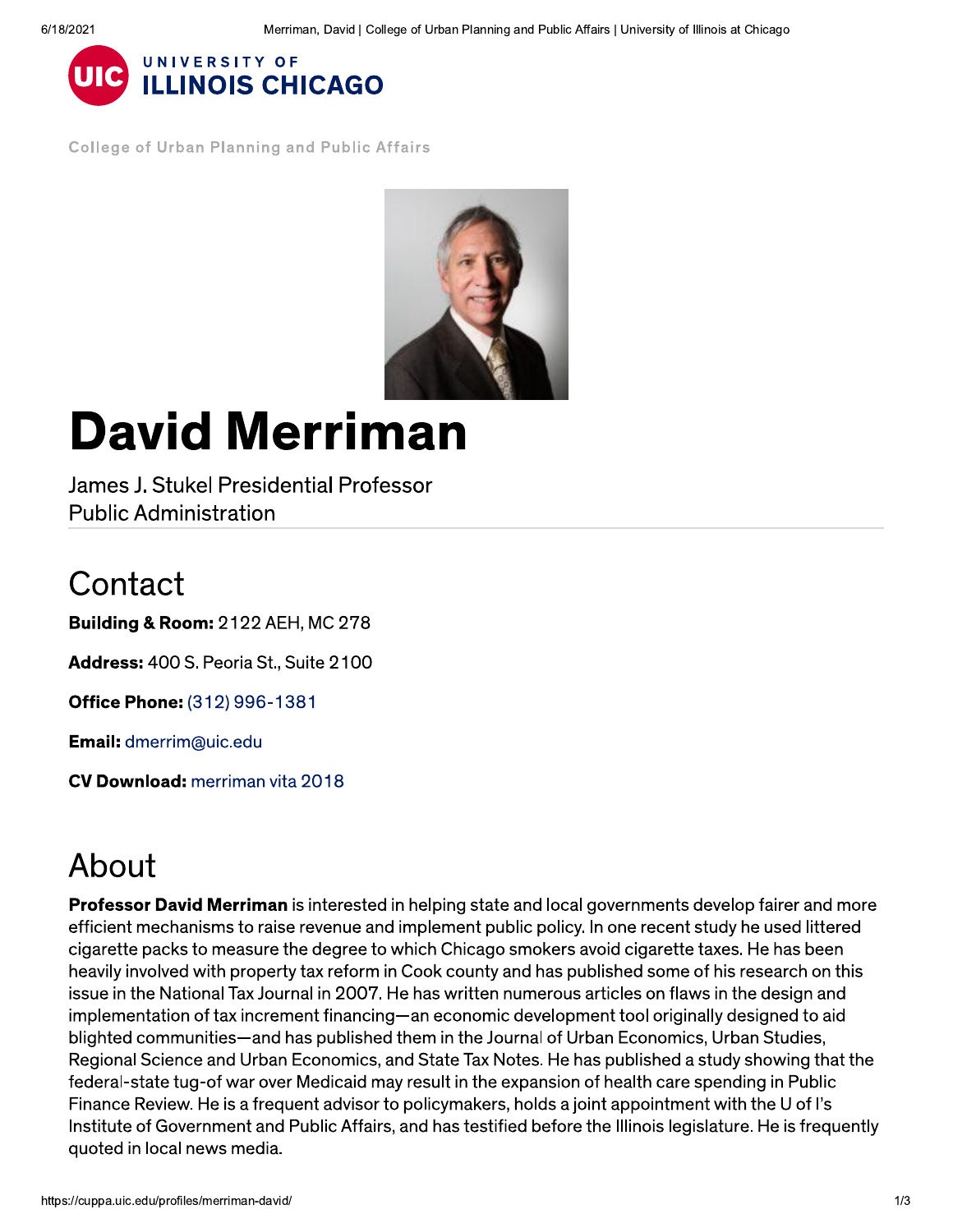UNIVERSITY OF
ILLINOIS CHICAGO

College of Urban Planning and Public Affairs

# David Merriman

James J. Stukel Presidential Professor
Public Administration

## Contact

**Building & Room:** 2122 AEH, MC 278

**Address:** 400 S. Peoria St., Suite 2100

**Office Phone:** (312) 996-1381

**Email:** dmerrim@uic.edu

**CV Download:** merriman vita 2018

## About

**Professor David Merriman** is interested in helping state and local governments develop fairer and more efficient mechanisms to raise revenue and implement public policy. In one recent study he used littered cigarette packs to measure the degree to which Chicago smokers avoid cigarette taxes. He has been heavily involved with property tax reform in Cook county and has published some of his research on this issue in the National Tax Journal in 2007. He has written numerous articles on flaws in the design and implementation of tax increment financing—an economic development tool originally designed to aid blighted communities—and has published them in the Journal of Urban Economics, Urban Studies, Regional Science and Urban Economics, and State Tax Notes. He has published a study showing that the federal-state tug-of war over Medicaid may result in the expansion of health care spending in Public Finance Review. He is a frequent advisor to policymakers, holds a joint appointment with the U of I's Institute of Government and Public Affairs, and has testified before the Illinois legislature. He is frequently quoted in local news media.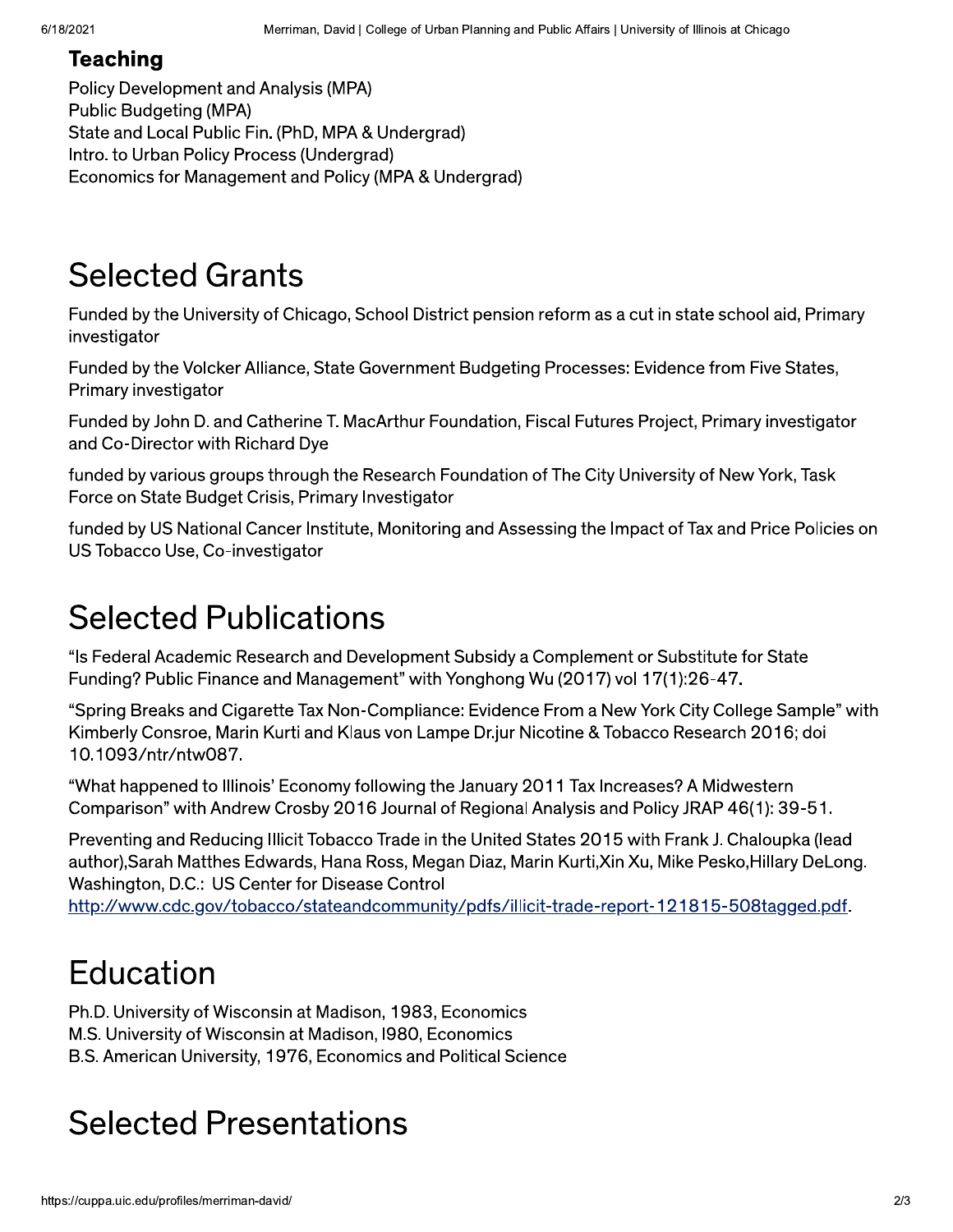### Teaching

Policy Development and Analysis (MPA)
Public Budgeting (MPA)
State and Local Public Fin. (PhD, MPA & Undergrad)
Intro. to Urban Policy Process (Undergrad)
Economics for Management and Policy (MPA & Undergrad)

## Selected Grants

Funded by the University of Chicago, School District pension reform as a cut in state school aid, Primary investigator

Funded by the Volcker Alliance, State Government Budgeting Processes: Evidence from Five States, Primary investigator

Funded by John D. and Catherine T. MacArthur Foundation, Fiscal Futures Project, Primary investigator and Co-Director with Richard Dye

funded by various groups through the Research Foundation of The City University of New York, Task Force on State Budget Crisis, Primary Investigator

funded by US National Cancer Institute, Monitoring and Assessing the Impact of Tax and Price Policies on US Tobacco Use, Co-investigator

## Selected Publications

"Is Federal Academic Research and Development Subsidy a Complement or Substitute for State Funding? Public Finance and Management" with Yonghong Wu (2017) vol 17(1):26-47.

"Spring Breaks and Cigarette Tax Non-Compliance: Evidence From a New York City College Sample" with Kimberly Consroe, Marin Kurti and Klaus von Lampe Dr.jur Nicotine & Tobacco Research 2016; doi 10.1093/ntr/ntw087.

"What happened to Illinois' Economy following the January 2011 Tax Increases? A Midwestern Comparison" with Andrew Crosby 2016 Journal of Regional Analysis and Policy JRAP 46(1): 39-51.

Preventing and Reducing Illicit Tobacco Trade in the United States 2015 with Frank J. Chaloupka (lead author),Sarah Matthes Edwards, Hana Ross, Megan Diaz, Marin Kurti,Xin Xu, Mike Pesko,Hillary DeLong. Washington, D.C.: US Center for Disease Control
[http://www.cdc.gov/tobacco/stateandcommunity/pdfs/illicit-trade-report-121815-508tagged.pdf](http://www.cdc.gov/tobacco/stateandcommunity/pdfs/illicit-trade-report-121815-508tagged.pdf).

## Education

Ph.D. University of Wisconsin at Madison, 1983, Economics
M.S. University of Wisconsin at Madison, I980, Economics
B.S. American University, 1976, Economics and Political Science

## Selected Presentations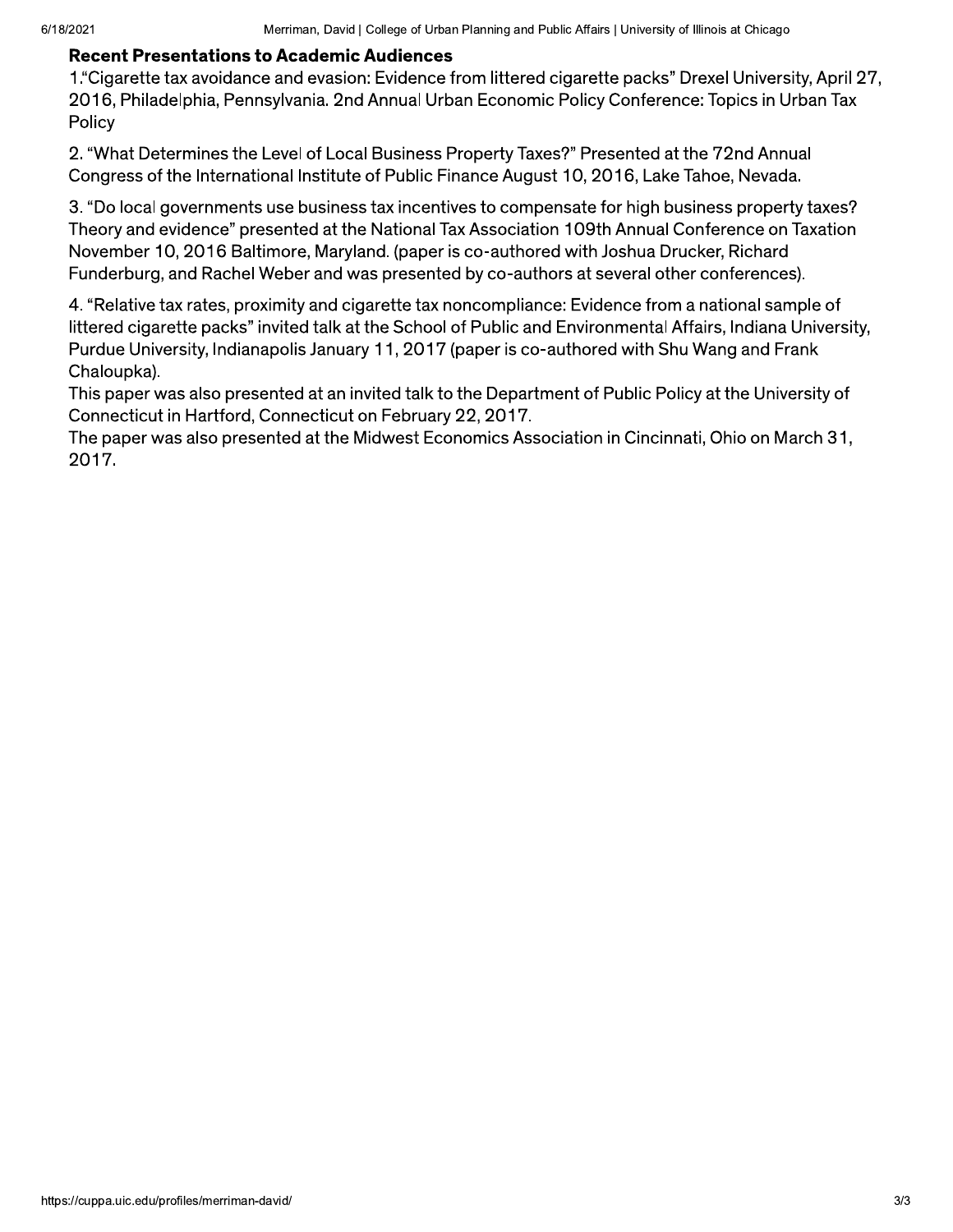**Recent Presentations to Academic Audiences**

1."Cigarette tax avoidance and evasion: Evidence from littered cigarette packs" Drexel University, April 27, 2016, Philadelphia, Pennsylvania. 2nd Annual Urban Economic Policy Conference: Topics in Urban Tax Policy

2. "What Determines the Level of Local Business Property Taxes?" Presented at the 72nd Annual Congress of the International Institute of Public Finance August 10, 2016, Lake Tahoe, Nevada.

3. "Do local governments use business tax incentives to compensate for high business property taxes? Theory and evidence" presented at the National Tax Association 109th Annual Conference on Taxation November 10, 2016 Baltimore, Maryland. (paper is co-authored with Joshua Drucker, Richard Funderburg, and Rachel Weber and was presented by co-authors at several other conferences).

4. "Relative tax rates, proximity and cigarette tax noncompliance: Evidence from a national sample of littered cigarette packs" invited talk at the School of Public and Environmental Affairs, Indiana University, Purdue University, Indianapolis January 11, 2017 (paper is co-authored with Shu Wang and Frank Chaloupka).
This paper was also presented at an invited talk to the Department of Public Policy at the University of Connecticut in Hartford, Connecticut on February 22, 2017.
The paper was also presented at the Midwest Economics Association in Cincinnati, Ohio on March 31, 2017.